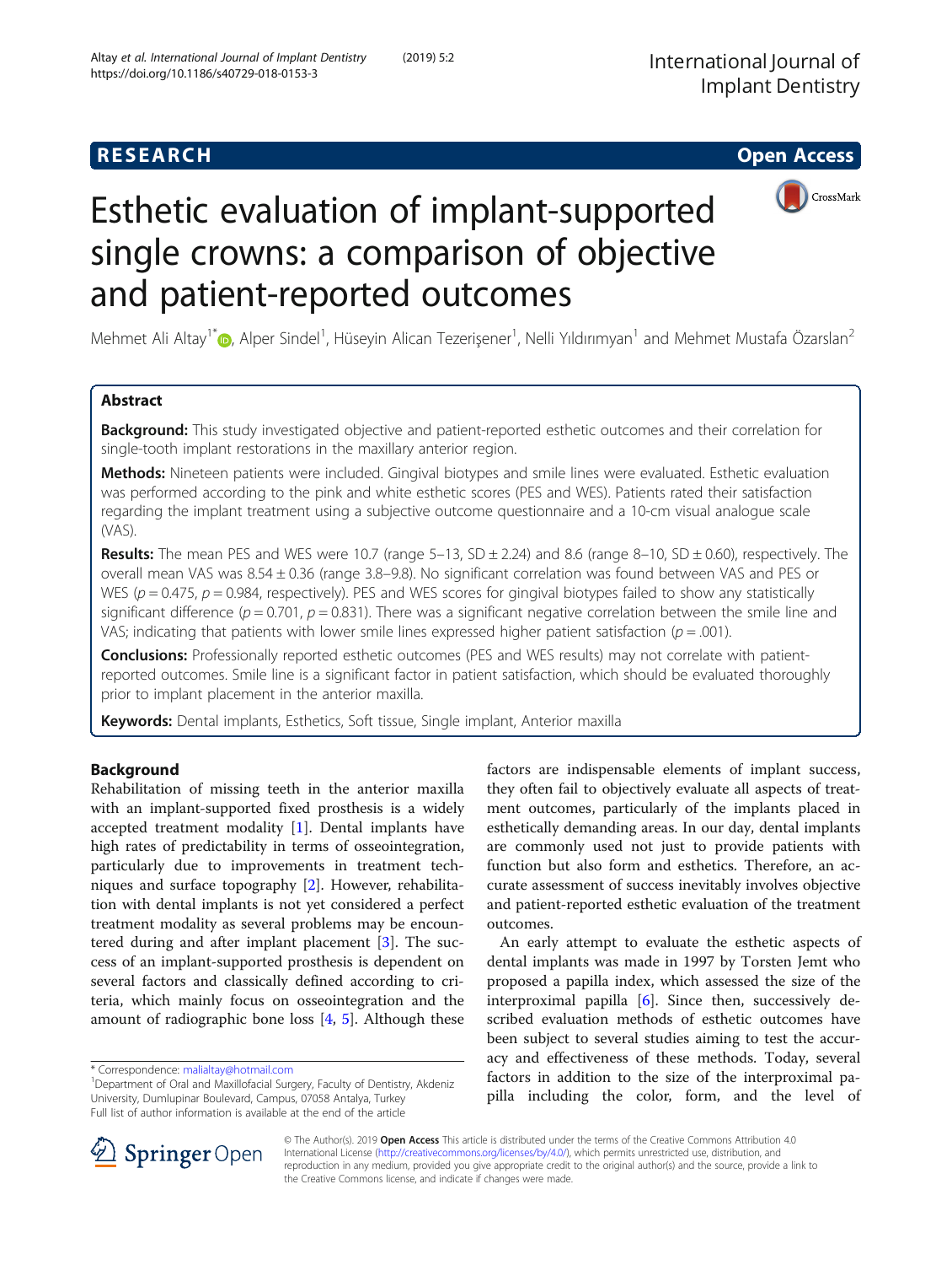RESEARCH Open Access

# Esthetic evaluation of implant-supported single crowns: a comparison of objective and patient-reported outcomes

Mehmet Ali Altay[1*], Alper Sindel[1], Hüseyin Alican Tezerişener[1], Nelli Yıldırımyan[1] and Mehmet Mustafa Özarslan[2]

## Abstract

**Background:** This study investigated objective and patient-reported esthetic outcomes and their correlation for single-tooth implant restorations in the maxillary anterior region.

**Methods:** Nineteen patients were included. Gingival biotypes and smile lines were evaluated. Esthetic evaluation was performed according to the pink and white esthetic scores (PES and WES). Patients rated their satisfaction regarding the implant treatment using a subjective outcome questionnaire and a 10-cm visual analogue scale (VAS).

**Results:** The mean PES and WES were 10.7 (range 5–13, SD ± 2.24) and 8.6 (range 8–10, SD ± 0.60), respectively. The overall mean VAS was 8.54 ± 0.36 (range 3.8–9.8). No significant correlation was found between VAS and PES or WES ($p = 0.475$, $p = 0.984$, respectively). PES and WES scores for gingival biotypes failed to show any statistically significant difference ($p = 0.701$, $p = 0.831$). There was a significant negative correlation between the smile line and VAS; indicating that patients with lower smile lines expressed higher patient satisfaction ($p = .001$).

**Conclusions:** Professionally reported esthetic outcomes (PES and WES results) may not correlate with patient-reported outcomes. Smile line is a significant factor in patient satisfaction, which should be evaluated thoroughly prior to implant placement in the anterior maxilla.

**Keywords:** Dental implants, Esthetics, Soft tissue, Single implant, Anterior maxilla

## Background

Rehabilitation of missing teeth in the anterior maxilla with an implant-supported fixed prosthesis is a widely accepted treatment modality [1]. Dental implants have high rates of predictability in terms of osseointegration, particularly due to improvements in treatment techniques and surface topography [2]. However, rehabilitation with dental implants is not yet considered a perfect treatment modality as several problems may be encountered during and after implant placement [3]. The success of an implant-supported prosthesis is dependent on several factors and classically defined according to criteria, which mainly focus on osseointegration and the amount of radiographic bone loss [4, 5]. Although these factors are indispensable elements of implant success, they often fail to objectively evaluate all aspects of treatment outcomes, particularly of the implants placed in esthetically demanding areas. In our day, dental implants are commonly used not just to provide patients with function but also form and esthetics. Therefore, an accurate assessment of success inevitably involves objective and patient-reported esthetic evaluation of the treatment outcomes.

An early attempt to evaluate the esthetic aspects of dental implants was made in 1997 by Torsten Jemt who proposed a papilla index, which assessed the size of the interproximal papilla [6]. Since then, successively described evaluation methods of esthetic outcomes have been subject to several studies aiming to test the accuracy and effectiveness of these methods. Today, several factors in addition to the size of the interproximal papilla including the color, form, and the level of

* Correspondence: malialtay@hotmail.com
[1]Department of Oral and Maxillofacial Surgery, Faculty of Dentistry, Akdeniz University, Dumlupinar Boulevard, Campus, 07058 Antalya, Turkey
Full list of author information is available at the end of the article

© The Author(s). 2019 **Open Access** This article is distributed under the terms of the Creative Commons Attribution 4.0 International License (http://creativecommons.org/licenses/by/4.0/), which permits unrestricted use, distribution, and reproduction in any medium, provided you give appropriate credit to the original author(s) and the source, provide a link to the Creative Commons license, and indicate if changes were made.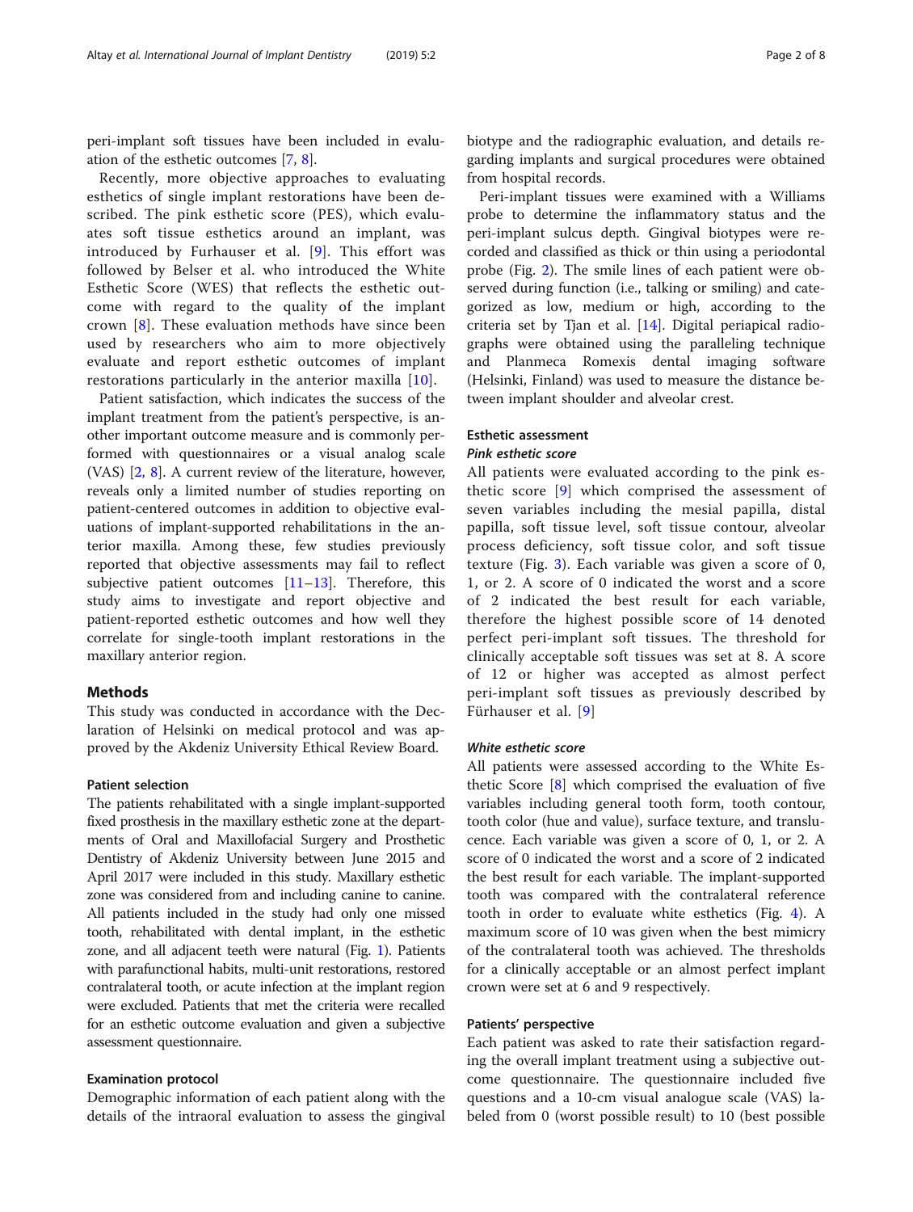peri-implant soft tissues have been included in evaluation of the esthetic outcomes [7, 8].

Recently, more objective approaches to evaluating esthetics of single implant restorations have been described. The pink esthetic score (PES), which evaluates soft tissue esthetics around an implant, was introduced by Furhauser et al. [9]. This effort was followed by Belser et al. who introduced the White Esthetic Score (WES) that reflects the esthetic outcome with regard to the quality of the implant crown [8]. These evaluation methods have since been used by researchers who aim to more objectively evaluate and report esthetic outcomes of implant restorations particularly in the anterior maxilla [10].

Patient satisfaction, which indicates the success of the implant treatment from the patient's perspective, is another important outcome measure and is commonly performed with questionnaires or a visual analog scale (VAS) [2, 8]. A current review of the literature, however, reveals only a limited number of studies reporting on patient-centered outcomes in addition to objective evaluations of implant-supported rehabilitations in the anterior maxilla. Among these, few studies previously reported that objective assessments may fail to reflect subjective patient outcomes [11–13]. Therefore, this study aims to investigate and report objective and patient-reported esthetic outcomes and how well they correlate for single-tooth implant restorations in the maxillary anterior region.

## Methods

This study was conducted in accordance with the Declaration of Helsinki on medical protocol and was approved by the Akdeniz University Ethical Review Board.

### Patient selection

The patients rehabilitated with a single implant-supported fixed prosthesis in the maxillary esthetic zone at the departments of Oral and Maxillofacial Surgery and Prosthetic Dentistry of Akdeniz University between June 2015 and April 2017 were included in this study. Maxillary esthetic zone was considered from and including canine to canine. All patients included in the study had only one missed tooth, rehabilitated with dental implant, in the esthetic zone, and all adjacent teeth were natural (Fig. 1). Patients with parafunctional habits, multi-unit restorations, restored contralateral tooth, or acute infection at the implant region were excluded. Patients that met the criteria were recalled for an esthetic outcome evaluation and given a subjective assessment questionnaire.

### Examination protocol

Demographic information of each patient along with the details of the intraoral evaluation to assess the gingival biotype and the radiographic evaluation, and details regarding implants and surgical procedures were obtained from hospital records.

Peri-implant tissues were examined with a Williams probe to determine the inflammatory status and the peri-implant sulcus depth. Gingival biotypes were recorded and classified as thick or thin using a periodontal probe (Fig. 2). The smile lines of each patient were observed during function (i.e., talking or smiling) and categorized as low, medium or high, according to the criteria set by Tjan et al. [14]. Digital periapical radiographs were obtained using the paralleling technique and Planmeca Romexis dental imaging software (Helsinki, Finland) was used to measure the distance between implant shoulder and alveolar crest.

### Esthetic assessment

#### *Pink esthetic score*

All patients were evaluated according to the pink esthetic score [9] which comprised the assessment of seven variables including the mesial papilla, distal papilla, soft tissue level, soft tissue contour, alveolar process deficiency, soft tissue color, and soft tissue texture (Fig. 3). Each variable was given a score of 0, 1, or 2. A score of 0 indicated the worst and a score of 2 indicated the best result for each variable, therefore the highest possible score of 14 denoted perfect peri-implant soft tissues. The threshold for clinically acceptable soft tissues was set at 8. A score of 12 or higher was accepted as almost perfect peri-implant soft tissues as previously described by Fürhauser et al. [9]

#### *White esthetic score*

All patients were assessed according to the White Esthetic Score [8] which comprised the evaluation of five variables including general tooth form, tooth contour, tooth color (hue and value), surface texture, and translucence. Each variable was given a score of 0, 1, or 2. A score of 0 indicated the worst and a score of 2 indicated the best result for each variable. The implant-supported tooth was compared with the contralateral reference tooth in order to evaluate white esthetics (Fig. 4). A maximum score of 10 was given when the best mimicry of the contralateral tooth was achieved. The thresholds for a clinically acceptable or an almost perfect implant crown were set at 6 and 9 respectively.

### Patients' perspective

Each patient was asked to rate their satisfaction regarding the overall implant treatment using a subjective outcome questionnaire. The questionnaire included five questions and a 10-cm visual analogue scale (VAS) labeled from 0 (worst possible result) to 10 (best possible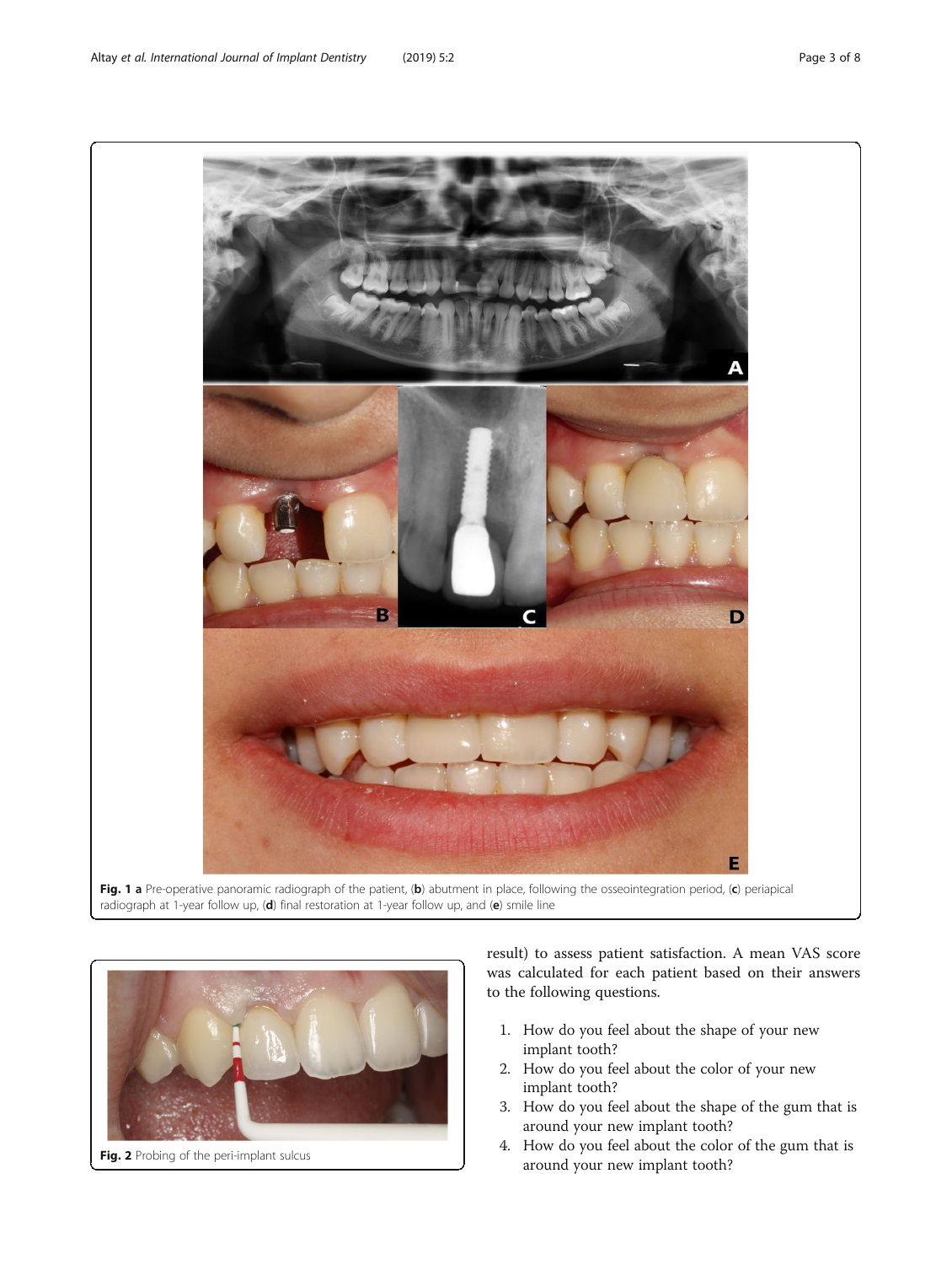**Fig. 1 a** Pre-operative panoramic radiograph of the patient, (**b**) abutment in place, following the osseointegration period, (**c**) periapical radiograph at 1-year follow up, (**d**) final restoration at 1-year follow up, and (**e**) smile line

**Fig. 2** Probing of the peri-implant sulcus

result) to assess patient satisfaction. A mean VAS score was calculated for each patient based on their answers to the following questions.

1. How do you feel about the shape of your new implant tooth?
2. How do you feel about the color of your new implant tooth?
3. How do you feel about the shape of the gum that is around your new implant tooth?
4. How do you feel about the color of the gum that is around your new implant tooth?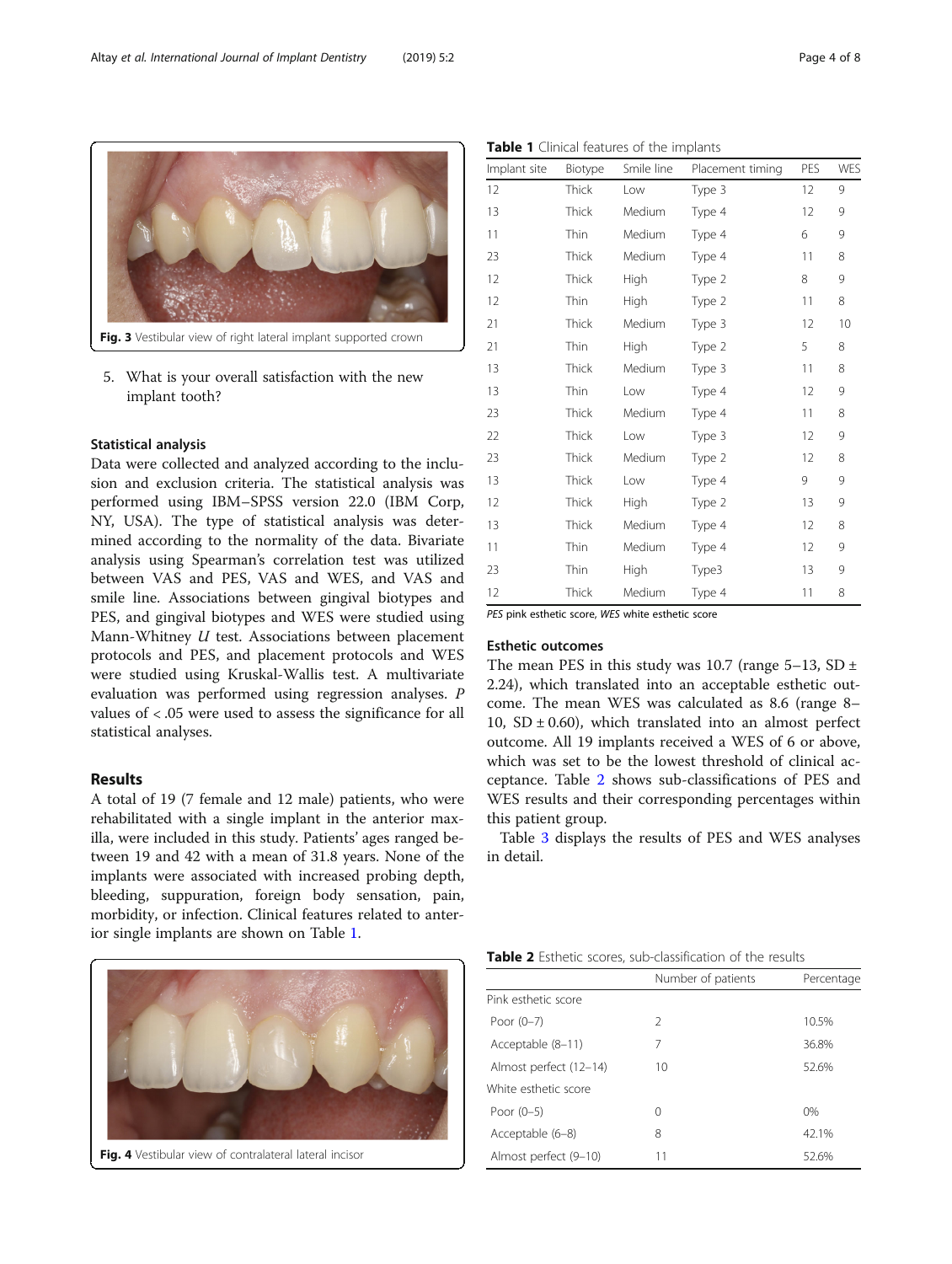Fig. 3 Vestibular view of right lateral implant supported crown

5. What is your overall satisfaction with the new implant tooth?

### Statistical analysis

Data were collected and analyzed according to the inclusion and exclusion criteria. The statistical analysis was performed using IBM–SPSS version 22.0 (IBM Corp, NY, USA). The type of statistical analysis was determined according to the normality of the data. Bivariate analysis using Spearman's correlation test was utilized between VAS and PES, VAS and WES, and VAS and smile line. Associations between gingival biotypes and PES, and gingival biotypes and WES were studied using Mann-Whitney *U* test. Associations between placement protocols and PES, and placement protocols and WES were studied using Kruskal-Wallis test. A multivariate evaluation was performed using regression analyses. *P* values of < .05 were used to assess the significance for all statistical analyses.

## Results

A total of 19 (7 female and 12 male) patients, who were rehabilitated with a single implant in the anterior maxilla, were included in this study. Patients' ages ranged between 19 and 42 with a mean of 31.8 years. None of the implants were associated with increased probing depth, bleeding, suppuration, foreign body sensation, pain, morbidity, or infection. Clinical features related to anterior single implants are shown on Table 1.

Fig. 4 Vestibular view of contralateral lateral incisor

**Table 1** Clinical features of the implants

| Implant site | Biotype | Smile line | Placement timing | PES | WES |
|---|---|---|---|---|---|
| 12 | Thick | Low | Type 3 | 12 | 9 |
| 13 | Thick | Medium | Type 4 | 12 | 9 |
| 11 | Thin | Medium | Type 4 | 6 | 9 |
| 23 | Thick | Medium | Type 4 | 11 | 8 |
| 12 | Thick | High | Type 2 | 8 | 9 |
| 12 | Thin | High | Type 2 | 11 | 8 |
| 21 | Thick | Medium | Type 3 | 12 | 10 |
| 21 | Thin | High | Type 2 | 5 | 8 |
| 13 | Thick | Medium | Type 3 | 11 | 8 |
| 13 | Thin | Low | Type 4 | 12 | 9 |
| 23 | Thick | Medium | Type 4 | 11 | 8 |
| 22 | Thick | Low | Type 3 | 12 | 9 |
| 23 | Thick | Medium | Type 2 | 12 | 8 |
| 13 | Thick | Low | Type 4 | 9 | 9 |
| 12 | Thick | High | Type 2 | 13 | 9 |
| 13 | Thick | Medium | Type 4 | 12 | 8 |
| 11 | Thin | Medium | Type 4 | 12 | 9 |
| 23 | Thin | High | Type3 | 13 | 9 |
| 12 | Thick | Medium | Type 4 | 11 | 8 |

*PES* pink esthetic score, *WES* white esthetic score

### Esthetic outcomes

The mean PES in this study was 10.7 (range 5–13, SD ± 2.24), which translated into an acceptable esthetic outcome. The mean WES was calculated as 8.6 (range 8–10, SD ± 0.60), which translated into an almost perfect outcome. All 19 implants received a WES of 6 or above, which was set to be the lowest threshold of clinical acceptance. Table 2 shows sub-classifications of PES and WES results and their corresponding percentages within this patient group.

Table 3 displays the results of PES and WES analyses in detail.

**Table 2** Esthetic scores, sub-classification of the results

| | Number of patients | Percentage |
|---|---|---|
| Pink esthetic score | | |
| Poor (0–7) | 2 | 10.5% |
| Acceptable (8–11) | 7 | 36.8% |
| Almost perfect (12–14) | 10 | 52.6% |
| White esthetic score | | |
| Poor (0–5) | 0 | 0% |
| Acceptable (6–8) | 8 | 42.1% |
| Almost perfect (9–10) | 11 | 52.6% |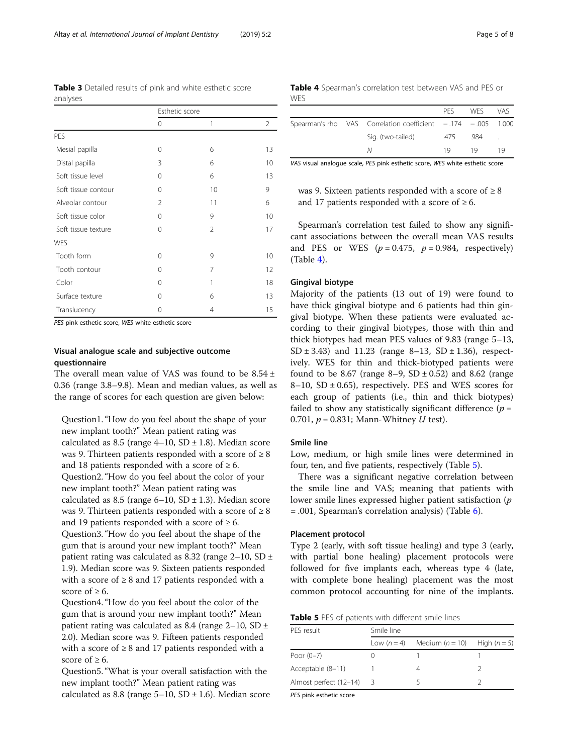**Table 3** Detailed results of pink and white esthetic score analyses

| | Esthetic score | | |
|---|---|---|---|
| | 0 | 1 | 2 |
| PES | | | |
| Mesial papilla | 0 | 6 | 13 |
| Distal papilla | 3 | 6 | 10 |
| Soft tissue level | 0 | 6 | 13 |
| Soft tissue contour | 0 | 10 | 9 |
| Alveolar contour | 2 | 11 | 6 |
| Soft tissue color | 0 | 9 | 10 |
| Soft tissue texture | 0 | 2 | 17 |
| WES | | | |
| Tooth form | 0 | 9 | 10 |
| Tooth contour | 0 | 7 | 12 |
| Color | 0 | 1 | 18 |
| Surface texture | 0 | 6 | 13 |
| Translucency | 0 | 4 | 15 |

*PES* pink esthetic score, *WES* white esthetic score

### Visual analogue scale and subjective outcome questionnaire

The overall mean value of VAS was found to be 8.54 ± 0.36 (range 3.8–9.8). Mean and median values, as well as the range of scores for each question are given below:

Question1. "How do you feel about the shape of your new implant tooth?" Mean patient rating was calculated as 8.5 (range 4–10, SD ± 1.8). Median score was 9. Thirteen patients responded with a score of ≥ 8 and 18 patients responded with a score of ≥ 6.
Question2. "How do you feel about the color of your new implant tooth?" Mean patient rating was calculated as 8.5 (range 6–10, SD ± 1.3). Median score was 9. Thirteen patients responded with a score of ≥ 8 and 19 patients responded with a score of ≥ 6.
Question3. "How do you feel about the shape of the gum that is around your new implant tooth?" Mean patient rating was calculated as 8.32 (range 2–10, SD ± 1.9). Median score was 9. Sixteen patients responded with a score of ≥ 8 and 17 patients responded with a score of ≥ 6.
Question4. "How do you feel about the color of the gum that is around your new implant tooth?" Mean patient rating was calculated as 8.4 (range 2–10, SD ± 2.0). Median score was 9. Fifteen patients responded with a score of ≥ 8 and 17 patients responded with a score of ≥ 6.
Question5. "What is your overall satisfaction with the new implant tooth?" Mean patient rating was calculated as 8.8 (range 5–10, SD ± 1.6). Median score was 9. Sixteen patients responded with a score of ≥ 8 and 17 patients responded with a score of ≥ 6.

**Table 4** Spearman's correlation test between VAS and PES or WES

| | | | PES | WES | VAS |
|---|---|---|---|---|---|
| Spearman's rho | VAS | Correlation coefficient | −.174 | −.005 | 1.000 |
| | | Sig. (two-tailed) | .475 | .984 | . |
| | | *N* | 19 | 19 | 19 |

*VAS* visual analogue scale, *PES* pink esthetic score, *WES* white esthetic score

Spearman's correlation test failed to show any significant associations between the overall mean VAS results and PES or WES ($p = 0.475$, $p = 0.984$, respectively) (Table 4).

### Gingival biotype

Majority of the patients (13 out of 19) were found to have thick gingival biotype and 6 patients had thin gingival biotype. When these patients were evaluated according to their gingival biotypes, those with thin and thick biotypes had mean PES values of 9.83 (range 5–13, SD ± 3.43) and 11.23 (range 8–13, SD ± 1.36), respectively. WES for thin and thick-biotyped patients were found to be 8.67 (range 8–9, SD ± 0.52) and 8.62 (range 8–10, SD ± 0.65), respectively. PES and WES scores for each group of patients (i.e., thin and thick biotypes) failed to show any statistically significant difference ($p = 0.701$, $p = 0.831$; Mann-Whitney *U* test).

### Smile line

Low, medium, or high smile lines were determined in four, ten, and five patients, respectively (Table 5).

There was a significant negative correlation between the smile line and VAS; meaning that patients with lower smile lines expressed higher patient satisfaction ($p = .001$, Spearman's correlation analysis) (Table 6).

### Placement protocol

Type 2 (early, with soft tissue healing) and type 3 (early, with partial bone healing) placement protocols were followed for five implants each, whereas type 4 (late, with complete bone healing) placement was the most common protocol accounting for nine of the implants.

**Table 5** PES of patients with different smile lines

| PES result | Smile line | | |
|---|---|---|---|
| | Low ($n = 4$) | Medium ($n = 10$) | High ($n = 5$) |
| Poor (0–7) | 0 | 1 | 1 |
| Acceptable (8–11) | 1 | 4 | 2 |
| Almost perfect (12–14) | 3 | 5 | 2 |

*PES* pink esthetic score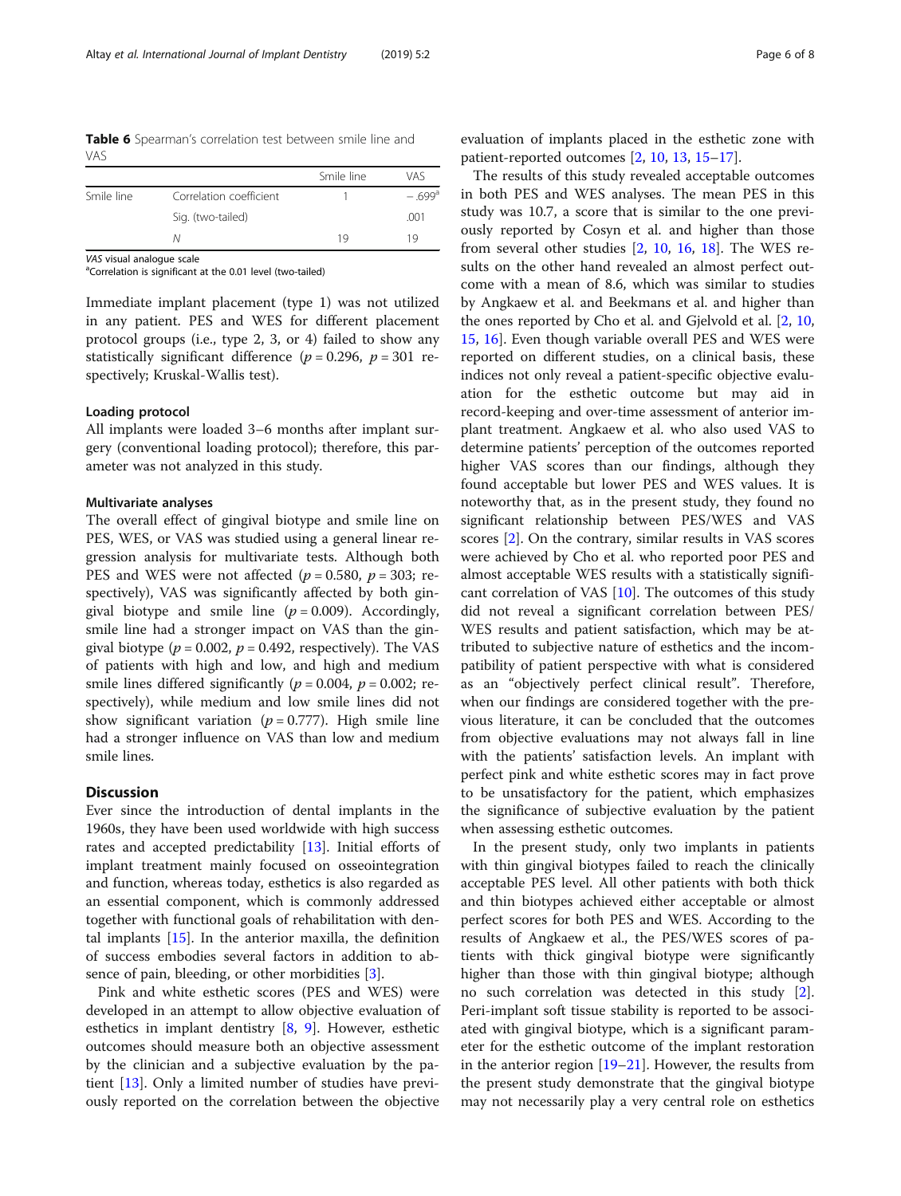**Table 6** Spearman's correlation test between smile line and VAS

| | | Smile line | VAS |
|---|---|---|---|
| Smile line | Correlation coefficient | 1 | − .699[a] |
| | Sig. (two-tailed) | | .001 |
| | N | 19 | 19 |

VAS visual analogue scale
[a]Correlation is significant at the 0.01 level (two-tailed)

Immediate implant placement (type 1) was not utilized in any patient. PES and WES for different placement protocol groups (i.e., type 2, 3, or 4) failed to show any statistically significant difference ($p = 0.296$, $p = 301$ respectively; Kruskal-Wallis test).

#### Loading protocol

All implants were loaded 3–6 months after implant surgery (conventional loading protocol); therefore, this parameter was not analyzed in this study.

#### Multivariate analyses

The overall effect of gingival biotype and smile line on PES, WES, or VAS was studied using a general linear regression analysis for multivariate tests. Although both PES and WES were not affected ($p = 0.580$, $p = 303$; respectively), VAS was significantly affected by both gingival biotype and smile line ($p = 0.009$). Accordingly, smile line had a stronger impact on VAS than the gingival biotype ($p = 0.002$, $p = 0.492$, respectively). The VAS of patients with high and low, and high and medium smile lines differed significantly ($p = 0.004$, $p = 0.002$; respectively), while medium and low smile lines did not show significant variation ($p = 0.777$). High smile line had a stronger influence on VAS than low and medium smile lines.

## Discussion

Ever since the introduction of dental implants in the 1960s, they have been used worldwide with high success rates and accepted predictability [13]. Initial efforts of implant treatment mainly focused on osseointegration and function, whereas today, esthetics is also regarded as an essential component, which is commonly addressed together with functional goals of rehabilitation with dental implants [15]. In the anterior maxilla, the definition of success embodies several factors in addition to absence of pain, bleeding, or other morbidities [3].

Pink and white esthetic scores (PES and WES) were developed in an attempt to allow objective evaluation of esthetics in implant dentistry [8, 9]. However, esthetic outcomes should measure both an objective assessment by the clinician and a subjective evaluation by the patient [13]. Only a limited number of studies have previously reported on the correlation between the objective evaluation of implants placed in the esthetic zone with patient-reported outcomes [2, 10, 13, 15–17].

The results of this study revealed acceptable outcomes in both PES and WES analyses. The mean PES in this study was 10.7, a score that is similar to the one previously reported by Cosyn et al. and higher than those from several other studies [2, 10, 16, 18]. The WES results on the other hand revealed an almost perfect outcome with a mean of 8.6, which was similar to studies by Angkaew et al. and Beekmans et al. and higher than the ones reported by Cho et al. and Gjelvold et al. [2, 10, 15, 16]. Even though variable overall PES and WES were reported on different studies, on a clinical basis, these indices not only reveal a patient-specific objective evaluation for the esthetic outcome but may aid in record-keeping and over-time assessment of anterior implant treatment. Angkaew et al. who also used VAS to determine patients' perception of the outcomes reported higher VAS scores than our findings, although they found acceptable but lower PES and WES values. It is noteworthy that, as in the present study, they found no significant relationship between PES/WES and VAS scores [2]. On the contrary, similar results in VAS scores were achieved by Cho et al. who reported poor PES and almost acceptable WES results with a statistically significant correlation of VAS [10]. The outcomes of this study did not reveal a significant correlation between PES/WES results and patient satisfaction, which may be attributed to subjective nature of esthetics and the incompatibility of patient perspective with what is considered as an "objectively perfect clinical result". Therefore, when our findings are considered together with the previous literature, it can be concluded that the outcomes from objective evaluations may not always fall in line with the patients' satisfaction levels. An implant with perfect pink and white esthetic scores may in fact prove to be unsatisfactory for the patient, which emphasizes the significance of subjective evaluation by the patient when assessing esthetic outcomes.

In the present study, only two implants in patients with thin gingival biotypes failed to reach the clinically acceptable PES level. All other patients with both thick and thin biotypes achieved either acceptable or almost perfect scores for both PES and WES. According to the results of Angkaew et al., the PES/WES scores of patients with thick gingival biotype were significantly higher than those with thin gingival biotype; although no such correlation was detected in this study [2]. Peri-implant soft tissue stability is reported to be associated with gingival biotype, which is a significant parameter for the esthetic outcome of the implant restoration in the anterior region [19–21]. However, the results from the present study demonstrate that the gingival biotype may not necessarily play a very central role on esthetics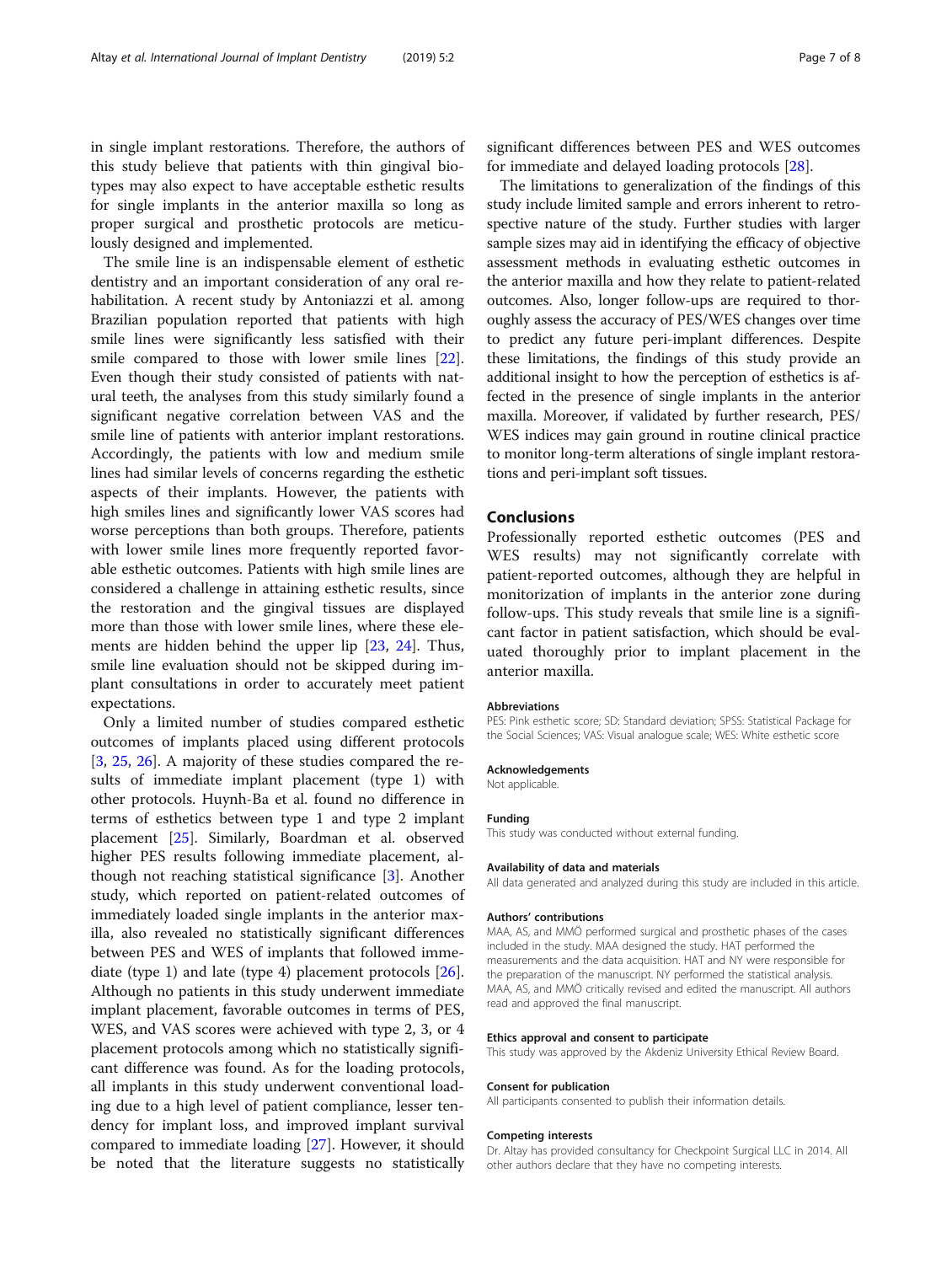in single implant restorations. Therefore, the authors of this study believe that patients with thin gingival biotypes may also expect to have acceptable esthetic results for single implants in the anterior maxilla so long as proper surgical and prosthetic protocols are meticulously designed and implemented.

The smile line is an indispensable element of esthetic dentistry and an important consideration of any oral rehabilitation. A recent study by Antoniazzi et al. among Brazilian population reported that patients with high smile lines were significantly less satisfied with their smile compared to those with lower smile lines [22]. Even though their study consisted of patients with natural teeth, the analyses from this study similarly found a significant negative correlation between VAS and the smile line of patients with anterior implant restorations. Accordingly, the patients with low and medium smile lines had similar levels of concerns regarding the esthetic aspects of their implants. However, the patients with high smiles lines and significantly lower VAS scores had worse perceptions than both groups. Therefore, patients with lower smile lines more frequently reported favorable esthetic outcomes. Patients with high smile lines are considered a challenge in attaining esthetic results, since the restoration and the gingival tissues are displayed more than those with lower smile lines, where these elements are hidden behind the upper lip [23, 24]. Thus, smile line evaluation should not be skipped during implant consultations in order to accurately meet patient expectations.

Only a limited number of studies compared esthetic outcomes of implants placed using different protocols [3, 25, 26]. A majority of these studies compared the results of immediate implant placement (type 1) with other protocols. Huynh-Ba et al. found no difference in terms of esthetics between type 1 and type 2 implant placement [25]. Similarly, Boardman et al. observed higher PES results following immediate placement, although not reaching statistical significance [3]. Another study, which reported on patient-related outcomes of immediately loaded single implants in the anterior maxilla, also revealed no statistically significant differences between PES and WES of implants that followed immediate (type 1) and late (type 4) placement protocols [26]. Although no patients in this study underwent immediate implant placement, favorable outcomes in terms of PES, WES, and VAS scores were achieved with type 2, 3, or 4 placement protocols among which no statistically significant difference was found. As for the loading protocols, all implants in this study underwent conventional loading due to a high level of patient compliance, lesser tendency for implant loss, and improved implant survival compared to immediate loading [27]. However, it should be noted that the literature suggests no statistically significant differences between PES and WES outcomes for immediate and delayed loading protocols [28].

The limitations to generalization of the findings of this study include limited sample and errors inherent to retrospective nature of the study. Further studies with larger sample sizes may aid in identifying the efficacy of objective assessment methods in evaluating esthetic outcomes in the anterior maxilla and how they relate to patient-related outcomes. Also, longer follow-ups are required to thoroughly assess the accuracy of PES/WES changes over time to predict any future peri-implant differences. Despite these limitations, the findings of this study provide an additional insight to how the perception of esthetics is affected in the presence of single implants in the anterior maxilla. Moreover, if validated by further research, PES/WES indices may gain ground in routine clinical practice to monitor long-term alterations of single implant restorations and peri-implant soft tissues.

## Conclusions

Professionally reported esthetic outcomes (PES and WES results) may not significantly correlate with patient-reported outcomes, although they are helpful in monitorization of implants in the anterior zone during follow-ups. This study reveals that smile line is a significant factor in patient satisfaction, which should be evaluated thoroughly prior to implant placement in the anterior maxilla.

#### Abbreviations

PES: Pink esthetic score; SD: Standard deviation; SPSS: Statistical Package for the Social Sciences; VAS: Visual analogue scale; WES: White esthetic score

#### Acknowledgements

Not applicable.

#### Funding

This study was conducted without external funding.

#### Availability of data and materials

All data generated and analyzed during this study are included in this article.

#### Authors' contributions

MAA, AS, and MMÖ performed surgical and prosthetic phases of the cases included in the study. MAA designed the study. HAT performed the measurements and the data acquisition. HAT and NY were responsible for the preparation of the manuscript. NY performed the statistical analysis. MAA, AS, and MMÖ critically revised and edited the manuscript. All authors read and approved the final manuscript.

#### Ethics approval and consent to participate

This study was approved by the Akdeniz University Ethical Review Board.

#### Consent for publication

All participants consented to publish their information details.

#### Competing interests

Dr. Altay has provided consultancy for Checkpoint Surgical LLC in 2014. All other authors declare that they have no competing interests.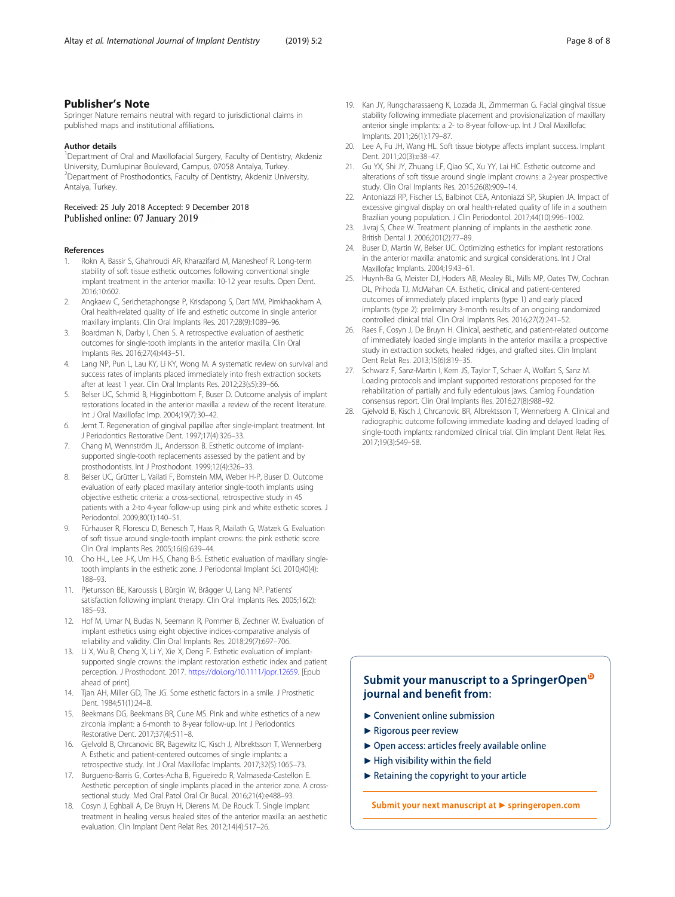## Publisher's Note

Springer Nature remains neutral with regard to jurisdictional claims in published maps and institutional affiliations.

### Author details

[1]Department of Oral and Maxillofacial Surgery, Faculty of Dentistry, Akdeniz University, Dumlupinar Boulevard, Campus, 07058 Antalya, Turkey. [2]Department of Prosthodontics, Faculty of Dentistry, Akdeniz University, Antalya, Turkey.

Received: 25 July 2018 Accepted: 9 December 2018
Published online: 07 January 2019

### References

1. Rokn A, Bassir S, Ghahroudi AR, Kharazifard M, Manesheof R. Long-term stability of soft tissue esthetic outcomes following conventional single implant treatment in the anterior maxilla: 10-12 year results. Open Dent. 2016;10:602.
2. Angkaew C, Serichetaphongse P, Krisdapong S, Dart MM, Pimkhaokham A. Oral health-related quality of life and esthetic outcome in single anterior maxillary implants. Clin Oral Implants Res. 2017;28(9):1089–96.
3. Boardman N, Darby I, Chen S. A retrospective evaluation of aesthetic outcomes for single-tooth implants in the anterior maxilla. Clin Oral Implants Res. 2016;27(4):443–51.
4. Lang NP, Pun L, Lau KY, Li KY, Wong M. A systematic review on survival and success rates of implants placed immediately into fresh extraction sockets after at least 1 year. Clin Oral Implants Res. 2012;23(s5):39–66.
5. Belser UC, Schmid B, Higginbottom F, Buser D. Outcome analysis of implant restorations located in the anterior maxilla: a review of the recent literature. Int J Oral Maxillofac Imp. 2004;19(7):30–42.
6. Jemt T. Regeneration of gingival papillae after single-implant treatment. Int J Periodontics Restorative Dent. 1997;17(4):326–33.
7. Chang M, Wennström JL, Andersson B. Esthetic outcome of implant-supported single-tooth replacements assessed by the patient and by prosthodontists. Int J Prosthodont. 1999;12(4):326–33.
8. Belser UC, Grütter L, Vailati F, Bornstein MM, Weber H-P, Buser D. Outcome evaluation of early placed maxillary anterior single-tooth implants using objective esthetic criteria: a cross-sectional, retrospective study in 45 patients with a 2-to 4-year follow-up using pink and white esthetic scores. J Periodontol. 2009;80(1):140–51.
9. Fürhauser R, Florescu D, Benesch T, Haas R, Mailath G, Watzek G. Evaluation of soft tissue around single-tooth implant crowns: the pink esthetic score. Clin Oral Implants Res. 2005;16(6):639–44.
10. Cho H-L, Lee J-K, Um H-S, Chang B-S. Esthetic evaluation of maxillary single-tooth implants in the esthetic zone. J Periodontal Implant Sci. 2010;40(4):188–93.
11. Pjetursson BE, Karoussis I, Bürgin W, Brägger U, Lang NP. Patients' satisfaction following implant therapy. Clin Oral Implants Res. 2005;16(2):185–93.
12. Hof M, Umar N, Budas N, Seemann R, Pommer B, Zechner W. Evaluation of implant esthetics using eight objective indices-comparative analysis of reliability and validity. Clin Oral Implants Res. 2018;29(7):697–706.
13. Li X, Wu B, Cheng X, Li Y, Xie X, Deng F. Esthetic evaluation of implant-supported single crowns: the implant restoration esthetic index and patient perception. J Prosthodont. 2017. https://doi.org/10.1111/jopr.12659. [Epub ahead of print].
14. Tjan AH, Miller GD, The JG. Some esthetic factors in a smile. J Prosthetic Dent. 1984;51(1):24–8.
15. Beekmans DG, Beekmans BR, Cune MS. Pink and white esthetics of a new zirconia implant: a 6-month to 8-year follow-up. Int J Periodontics Restorative Dent. 2017;37(4):511–8.
16. Gjelvold B, Chrcanovic BR, Bagewitz IC, Kisch J, Albrektsson T, Wennerberg A. Esthetic and patient-centered outcomes of single implants: a retrospective study. Int J Oral Maxillofac Implants. 2017;32(5):1065–73.
17. Burgueno-Barris G, Cortes-Acha B, Figueiredo R, Valmaseda-Castellon E. Aesthetic perception of single implants placed in the anterior zone. A cross-sectional study. Med Oral Patol Oral Cir Bucal. 2016;21(4):e488–93.
18. Cosyn J, Eghbali A, De Bruyn H, Dierens M, De Rouck T. Single implant treatment in healing versus healed sites of the anterior maxilla: an aesthetic evaluation. Clin Implant Dent Relat Res. 2012;14(4):517–26.
19. Kan JY, Rungcharassaeng K, Lozada JL, Zimmerman G. Facial gingival tissue stability following immediate placement and provisionalization of maxillary anterior single implants: a 2- to 8-year follow-up. Int J Oral Maxillofac Implants. 2011;26(1):179–87.
20. Lee A, Fu JH, Wang HL. Soft tissue biotype affects implant success. Implant Dent. 2011;20(3):e38–47.
21. Gu YX, Shi JY, Zhuang LF, Qiao SC, Xu YY, Lai HC. Esthetic outcome and alterations of soft tissue around single implant crowns: a 2-year prospective study. Clin Oral Implants Res. 2015;26(8):909–14.
22. Antoniazzi RP, Fischer LS, Balbinot CEA, Antoniazzi SP, Skupien JA. Impact of excessive gingival display on oral health-related quality of life in a southern Brazilian young population. J Clin Periodontol. 2017;44(10):996–1002.
23. Jivraj S, Chee W. Treatment planning of implants in the aesthetic zone. British Dental J. 2006;201(2):77–89.
24. Buser D, Martin W, Belser UC. Optimizing esthetics for implant restorations in the anterior maxilla: anatomic and surgical considerations. Int J Oral Maxillofac Implants. 2004;19:43–61.
25. Huynh-Ba G, Meister DJ, Hoders AB, Mealey BL, Mills MP, Oates TW, Cochran DL, Prihoda TJ, McMahan CA. Esthetic, clinical and patient-centered outcomes of immediately placed implants (type 1) and early placed implants (type 2): preliminary 3-month results of an ongoing randomized controlled clinical trial. Clin Oral Implants Res. 2016;27(2):241–52.
26. Raes F, Cosyn J, De Bruyn H. Clinical, aesthetic, and patient-related outcome of immediately loaded single implants in the anterior maxilla: a prospective study in extraction sockets, healed ridges, and grafted sites. Clin Implant Dent Relat Res. 2013;15(6):819–35.
27. Schwarz F, Sanz-Martin I, Kern JS, Taylor T, Schaer A, Wolfart S, Sanz M. Loading protocols and implant supported restorations proposed for the rehabilitation of partially and fully edentulous jaws. Camlog Foundation consensus report. Clin Oral Implants Res. 2016;27(8):988–92.
28. Gjelvold B, Kisch J, Chrcanovic BR, Albrektsson T, Wennerberg A. Clinical and radiographic outcome following immediate loading and delayed loading of single-tooth implants: randomized clinical trial. Clin Implant Dent Relat Res. 2017;19(3):549–58.

**Submit your manuscript to a SpringerOpen journal and benefit from:**

- ► Convenient online submission
- ► Rigorous peer review
- ► Open access: articles freely available online
- ► High visibility within the field
- ► Retaining the copyright to your article

Submit your next manuscript at ► springeropen.com